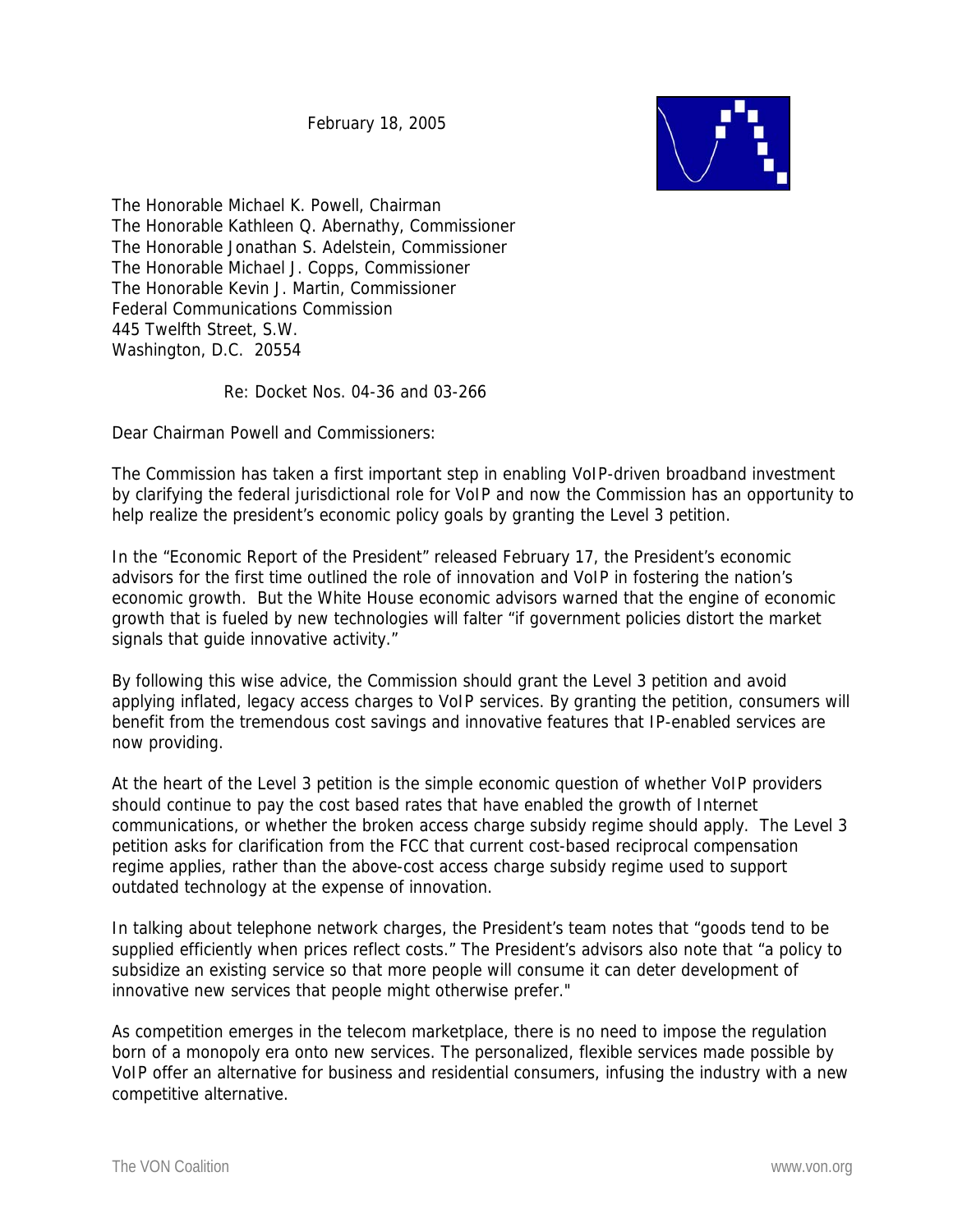February 18, 2005

The Honorable Michael K. Powell, Chairman
The Honorable Kathleen Q. Abernathy, Commissioner
The Honorable Jonathan S. Adelstein, Commissioner
The Honorable Michael J. Copps, Commissioner
The Honorable Kevin J. Martin, Commissioner
Federal Communications Commission
445 Twelfth Street, S.W.
Washington, D.C. 20554

Re: Docket Nos. 04-36 and 03-266

Dear Chairman Powell and Commissioners:

The Commission has taken a first important step in enabling VoIP-driven broadband investment by clarifying the federal jurisdictional role for VoIP and now the Commission has an opportunity to help realize the president's economic policy goals by granting the Level 3 petition.

In the "Economic Report of the President" released February 17, the President's economic advisors for the first time outlined the role of innovation and VoIP in fostering the nation's economic growth. But the White House economic advisors warned that the engine of economic growth that is fueled by new technologies will falter "if government policies distort the market signals that guide innovative activity."

By following this wise advice, the Commission should grant the Level 3 petition and avoid applying inflated, legacy access charges to VoIP services. By granting the petition, consumers will benefit from the tremendous cost savings and innovative features that IP-enabled services are now providing.

At the heart of the Level 3 petition is the simple economic question of whether VoIP providers should continue to pay the cost based rates that have enabled the growth of Internet communications, or whether the broken access charge subsidy regime should apply. The Level 3 petition asks for clarification from the FCC that current cost-based reciprocal compensation regime applies, rather than the above-cost access charge subsidy regime used to support outdated technology at the expense of innovation.

In talking about telephone network charges, the President's team notes that "goods tend to be supplied efficiently when prices reflect costs." The President's advisors also note that "a policy to subsidize an existing service so that more people will consume it can deter development of innovative new services that people might otherwise prefer."

As competition emerges in the telecom marketplace, there is no need to impose the regulation born of a monopoly era onto new services. The personalized, flexible services made possible by VoIP offer an alternative for business and residential consumers, infusing the industry with a new competitive alternative.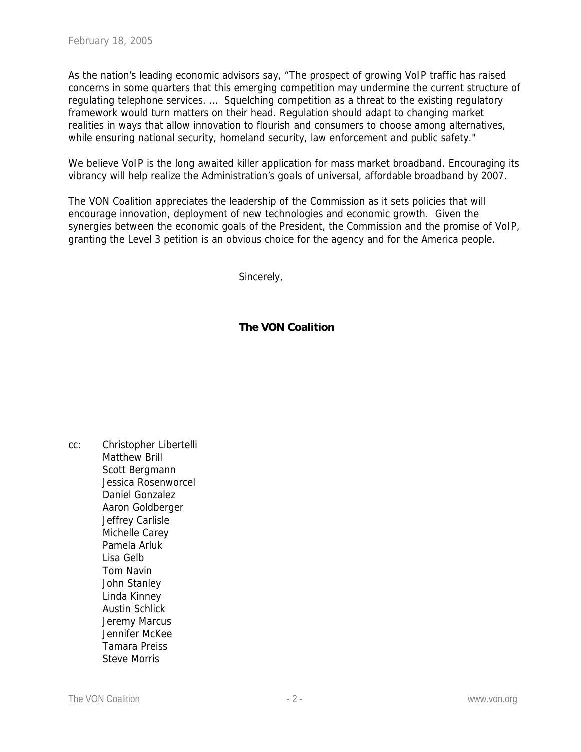As the nation's leading economic advisors say, "The prospect of growing VoIP traffic has raised concerns in some quarters that this emerging competition may undermine the current structure of regulating telephone services. … Squelching competition as a threat to the existing regulatory framework would turn matters on their head. Regulation should adapt to changing market realities in ways that allow innovation to flourish and consumers to choose among alternatives, while ensuring national security, homeland security, law enforcement and public safety."

We believe VoIP is the long awaited killer application for mass market broadband. Encouraging its vibrancy will help realize the Administration's goals of universal, affordable broadband by 2007.

The VON Coalition appreciates the leadership of the Commission as it sets policies that will encourage innovation, deployment of new technologies and economic growth. Given the synergies between the economic goals of the President, the Commission and the promise of VoIP, granting the Level 3 petition is an obvious choice for the agency and for the America people.

Sincerely,

**The VON Coalition**

cc: Christopher Libertelli
Matthew Brill
Scott Bergmann
Jessica Rosenworcel
Daniel Gonzalez
Aaron Goldberger
Jeffrey Carlisle
Michelle Carey
Pamela Arluk
Lisa Gelb
Tom Navin
John Stanley
Linda Kinney
Austin Schlick
Jeremy Marcus
Jennifer McKee
Tamara Preiss
Steve Morris